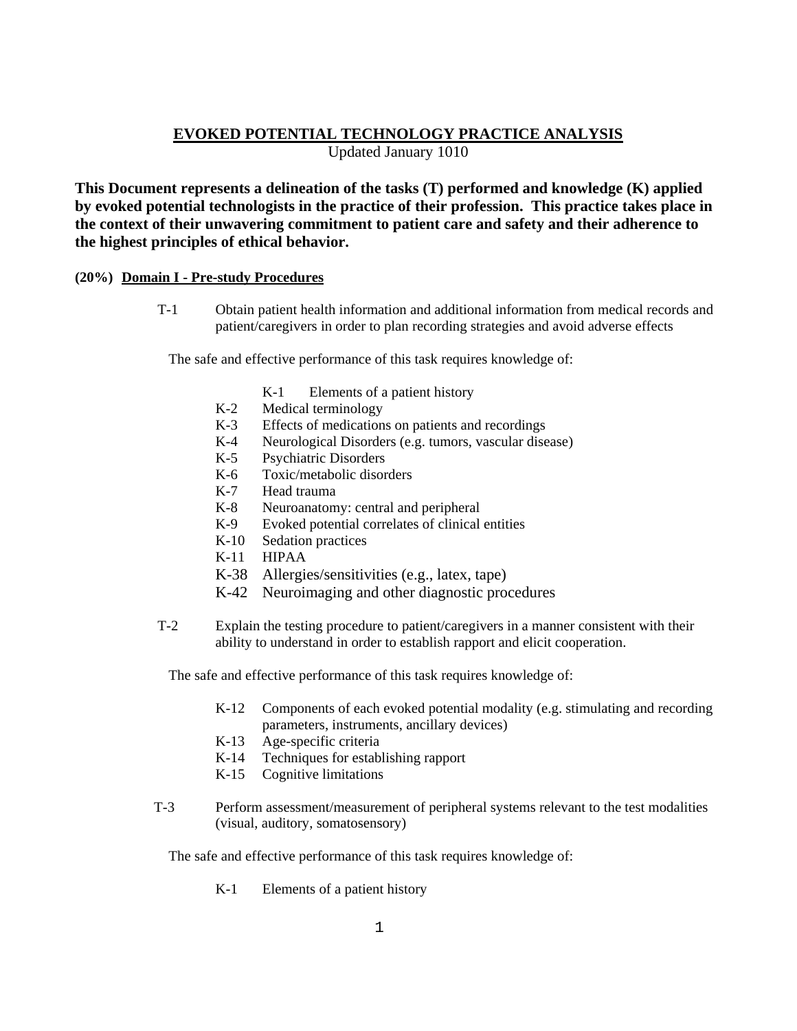# EVOKED POTENTIAL TECHNOLOGY PRACTICE ANALYSIS

Updated January 1010

**This Document represents a delineation of the tasks (T) performed and knowledge (K) applied by evoked potential technologists in the practice of their profession. This practice takes place in the context of their unwavering commitment to patient care and safety and their adherence to the highest principles of ethical behavior.**

## (20%) Domain I - Pre-study Procedures

T-1 Obtain patient health information and additional information from medical records and patient/caregivers in order to plan recording strategies and avoid adverse effects

The safe and effective performance of this task requires knowledge of:

- K-1 Elements of a patient history
- K-2 Medical terminology
- K-3 Effects of medications on patients and recordings
- K-4 Neurological Disorders (e.g. tumors, vascular disease)
- K-5 Psychiatric Disorders
- K-6 Toxic/metabolic disorders
- K-7 Head trauma
- K-8 Neuroanatomy: central and peripheral
- K-9 Evoked potential correlates of clinical entities
- K-10 Sedation practices
- K-11 HIPAA
- K-38 Allergies/sensitivities (e.g., latex, tape)
- K-42 Neuroimaging and other diagnostic procedures

T-2 Explain the testing procedure to patient/caregivers in a manner consistent with their ability to understand in order to establish rapport and elicit cooperation.

The safe and effective performance of this task requires knowledge of:

- K-12 Components of each evoked potential modality (e.g. stimulating and recording parameters, instruments, ancillary devices)
- K-13 Age-specific criteria
- K-14 Techniques for establishing rapport
- K-15 Cognitive limitations

T-3 Perform assessment/measurement of peripheral systems relevant to the test modalities (visual, auditory, somatosensory)

The safe and effective performance of this task requires knowledge of:

- K-1 Elements of a patient history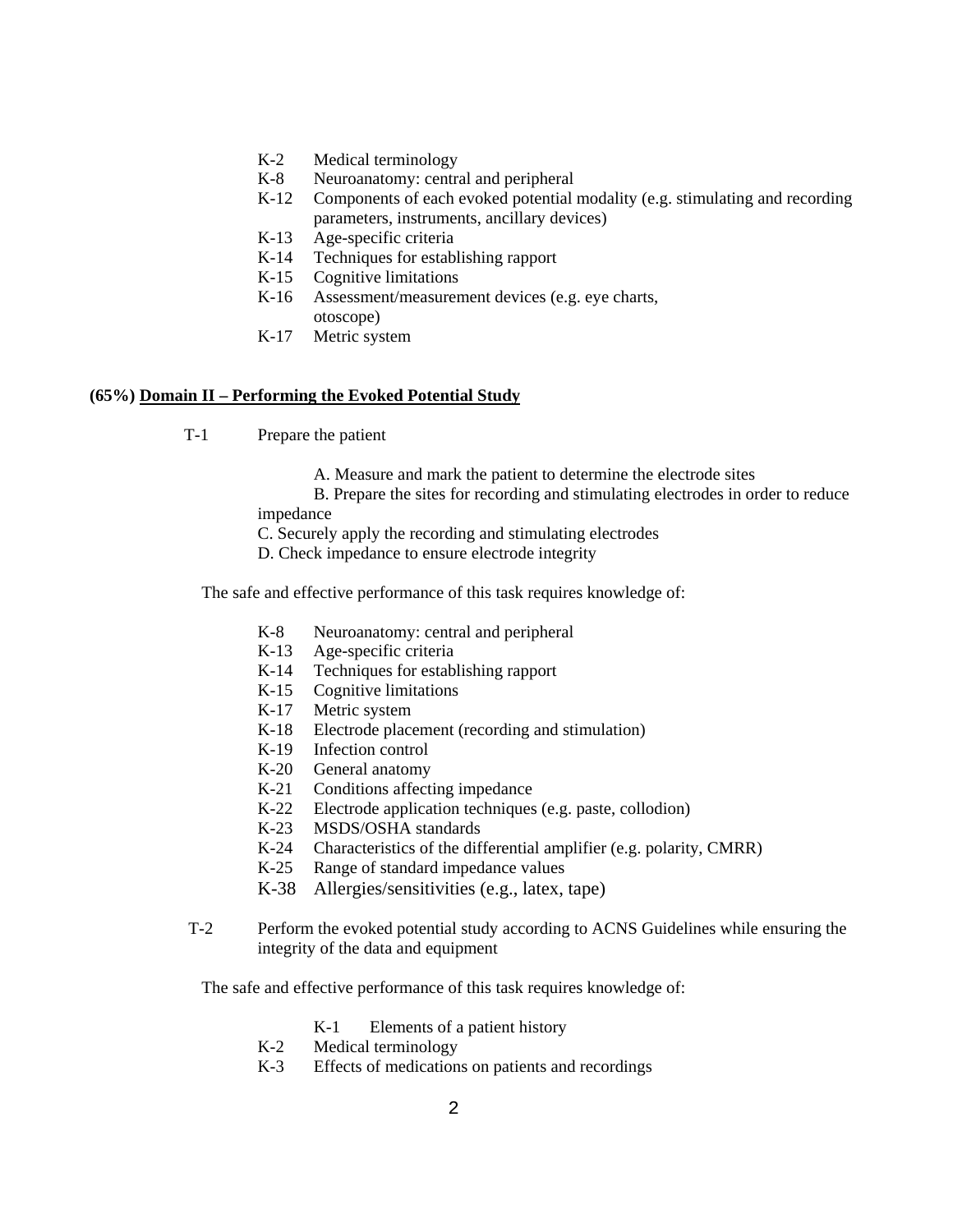- K-2 Medical terminology
- K-8 Neuroanatomy: central and peripheral
- K-12 Components of each evoked potential modality (e.g. stimulating and recording parameters, instruments, ancillary devices)
- K-13 Age-specific criteria
- K-14 Techniques for establishing rapport
- K-15 Cognitive limitations
- K-16 Assessment/measurement devices (e.g. eye charts, otoscope)
- K-17 Metric system

**(65%) <u>Domain II – Performing the Evoked Potential Study</u>**

T-1 Prepare the patient

A. Measure and mark the patient to determine the electrode sites
B. Prepare the sites for recording and stimulating electrodes in order to reduce impedance
C. Securely apply the recording and stimulating electrodes
D. Check impedance to ensure electrode integrity

The safe and effective performance of this task requires knowledge of:

- K-8 Neuroanatomy: central and peripheral
- K-13 Age-specific criteria
- K-14 Techniques for establishing rapport
- K-15 Cognitive limitations
- K-17 Metric system
- K-18 Electrode placement (recording and stimulation)
- K-19 Infection control
- K-20 General anatomy
- K-21 Conditions affecting impedance
- K-22 Electrode application techniques (e.g. paste, collodion)
- K-23 MSDS/OSHA standards
- K-24 Characteristics of the differential amplifier (e.g. polarity, CMRR)
- K-25 Range of standard impedance values
- K-38 Allergies/sensitivities (e.g., latex, tape)

T-2 Perform the evoked potential study according to ACNS Guidelines while ensuring the integrity of the data and equipment

The safe and effective performance of this task requires knowledge of:

- K-1 Elements of a patient history
- K-2 Medical terminology
- K-3 Effects of medications on patients and recordings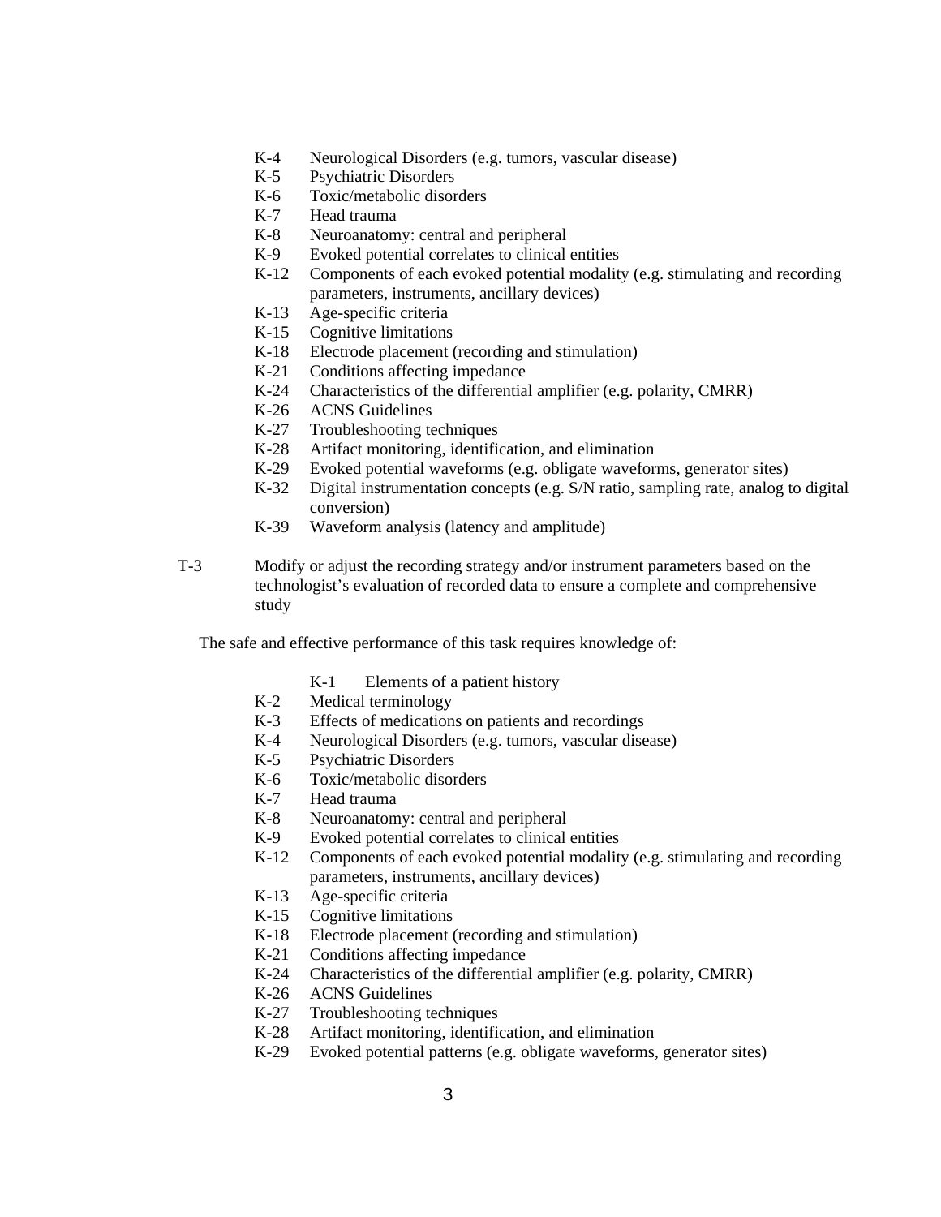- K-4 Neurological Disorders (e.g. tumors, vascular disease)
- K-5 Psychiatric Disorders
- K-6 Toxic/metabolic disorders
- K-7 Head trauma
- K-8 Neuroanatomy: central and peripheral
- K-9 Evoked potential correlates to clinical entities
- K-12 Components of each evoked potential modality (e.g. stimulating and recording parameters, instruments, ancillary devices)
- K-13 Age-specific criteria
- K-15 Cognitive limitations
- K-18 Electrode placement (recording and stimulation)
- K-21 Conditions affecting impedance
- K-24 Characteristics of the differential amplifier (e.g. polarity, CMRR)
- K-26 ACNS Guidelines
- K-27 Troubleshooting techniques
- K-28 Artifact monitoring, identification, and elimination
- K-29 Evoked potential waveforms (e.g. obligate waveforms, generator sites)
- K-32 Digital instrumentation concepts (e.g. S/N ratio, sampling rate, analog to digital conversion)
- K-39 Waveform analysis (latency and amplitude)

T-3 Modify or adjust the recording strategy and/or instrument parameters based on the technologist's evaluation of recorded data to ensure a complete and comprehensive study

The safe and effective performance of this task requires knowledge of:

- K-1 Elements of a patient history
- K-2 Medical terminology
- K-3 Effects of medications on patients and recordings
- K-4 Neurological Disorders (e.g. tumors, vascular disease)
- K-5 Psychiatric Disorders
- K-6 Toxic/metabolic disorders
- K-7 Head trauma
- K-8 Neuroanatomy: central and peripheral
- K-9 Evoked potential correlates to clinical entities
- K-12 Components of each evoked potential modality (e.g. stimulating and recording parameters, instruments, ancillary devices)
- K-13 Age-specific criteria
- K-15 Cognitive limitations
- K-18 Electrode placement (recording and stimulation)
- K-21 Conditions affecting impedance
- K-24 Characteristics of the differential amplifier (e.g. polarity, CMRR)
- K-26 ACNS Guidelines
- K-27 Troubleshooting techniques
- K-28 Artifact monitoring, identification, and elimination
- K-29 Evoked potential patterns (e.g. obligate waveforms, generator sites)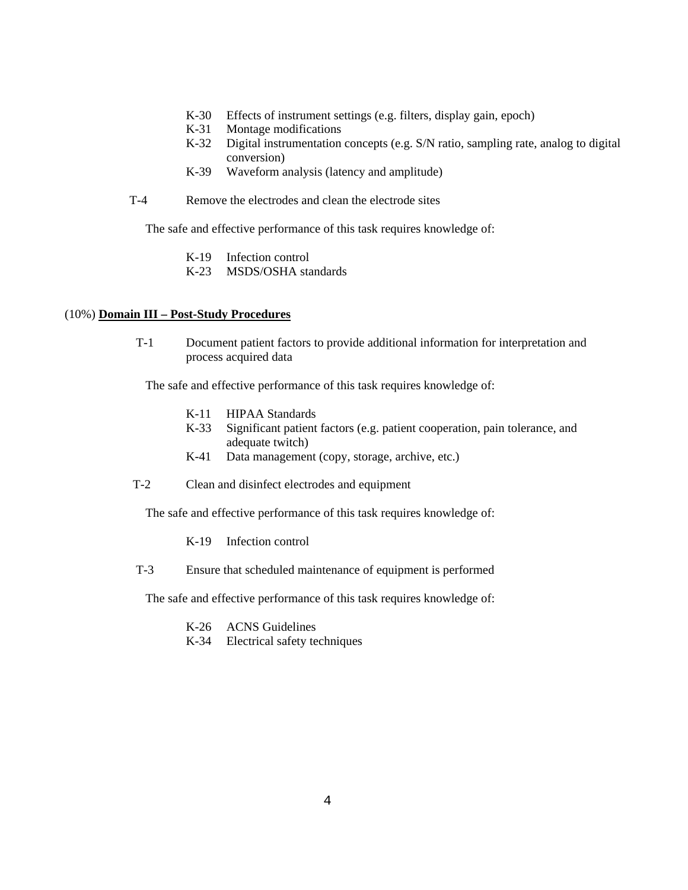- K-30 Effects of instrument settings (e.g. filters, display gain, epoch)
- K-31 Montage modifications
- K-32 Digital instrumentation concepts (e.g. S/N ratio, sampling rate, analog to digital conversion)
- K-39 Waveform analysis (latency and amplitude)

T-4 Remove the electrodes and clean the electrode sites

The safe and effective performance of this task requires knowledge of:

- K-19 Infection control
- K-23 MSDS/OSHA standards

## (10%) **Domain III – Post-Study Procedures**

T-1 Document patient factors to provide additional information for interpretation and process acquired data

The safe and effective performance of this task requires knowledge of:

- K-11 HIPAA Standards
- K-33 Significant patient factors (e.g. patient cooperation, pain tolerance, and adequate twitch)
- K-41 Data management (copy, storage, archive, etc.)

T-2 Clean and disinfect electrodes and equipment

The safe and effective performance of this task requires knowledge of:

- K-19 Infection control

T-3 Ensure that scheduled maintenance of equipment is performed

The safe and effective performance of this task requires knowledge of:

- K-26 ACNS Guidelines
- K-34 Electrical safety techniques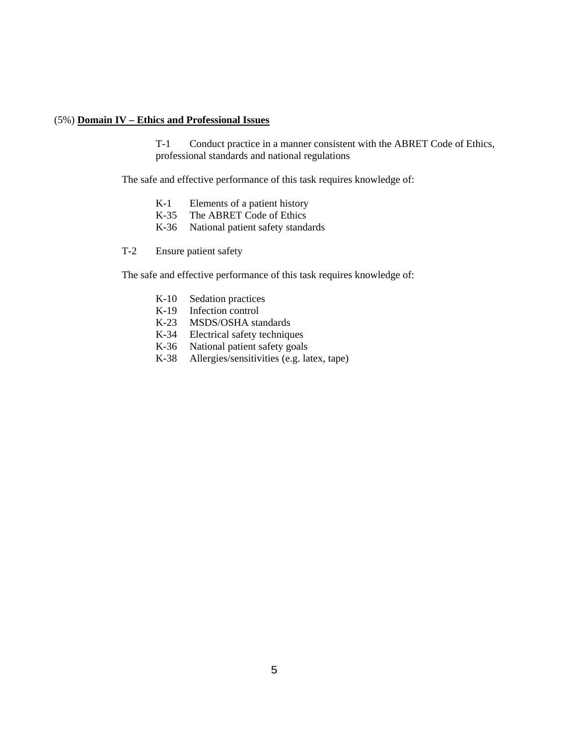(5%) **Domain IV – Ethics and Professional Issues**

T-1 Conduct practice in a manner consistent with the ABRET Code of Ethics, professional standards and national regulations

The safe and effective performance of this task requires knowledge of:

- K-1 Elements of a patient history
- K-35 The ABRET Code of Ethics
- K-36 National patient safety standards

T-2 Ensure patient safety

The safe and effective performance of this task requires knowledge of:

- K-10 Sedation practices
- K-19 Infection control
- K-23 MSDS/OSHA standards
- K-34 Electrical safety techniques
- K-36 National patient safety goals
- K-38 Allergies/sensitivities (e.g. latex, tape)